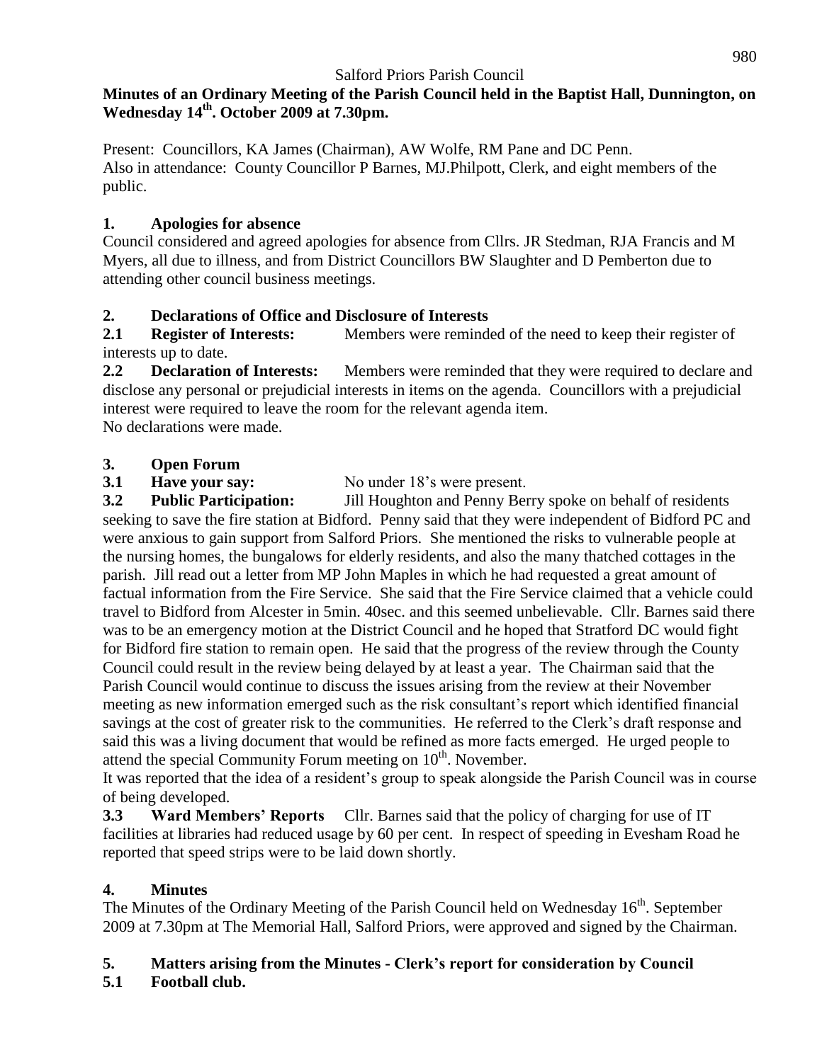Salford Priors Parish Council

**Minutes of an Ordinary Meeting of the Parish Council held in the Baptist Hall, Dunnington, on Wednesday 14th. October 2009 at 7.30pm.**

Present: Councillors, KA James (Chairman), AW Wolfe, RM Pane and DC Penn.
Also in attendance: County Councillor P Barnes, MJ.Philpott, Clerk, and eight members of the public.

## 1. Apologies for absence

Council considered and agreed apologies for absence from Cllrs. JR Stedman, RJA Francis and M Myers, all due to illness, and from District Councillors BW Slaughter and D Pemberton due to attending other council business meetings.

## 2. Declarations of Office and Disclosure of Interests

**2.1 Register of Interests:** Members were reminded of the need to keep their register of interests up to date.

**2.2 Declaration of Interests:** Members were reminded that they were required to declare and disclose any personal or prejudicial interests in items on the agenda. Councillors with a prejudicial interest were required to leave the room for the relevant agenda item.
No declarations were made.

## 3. Open Forum

**3.1 Have your say:** No under 18's were present.

**3.2 Public Participation:** Jill Houghton and Penny Berry spoke on behalf of residents seeking to save the fire station at Bidford. Penny said that they were independent of Bidford PC and were anxious to gain support from Salford Priors. She mentioned the risks to vulnerable people at the nursing homes, the bungalows for elderly residents, and also the many thatched cottages in the parish. Jill read out a letter from MP John Maples in which he had requested a great amount of factual information from the Fire Service. She said that the Fire Service claimed that a vehicle could travel to Bidford from Alcester in 5min. 40sec. and this seemed unbelievable. Cllr. Barnes said there was to be an emergency motion at the District Council and he hoped that Stratford DC would fight for Bidford fire station to remain open. He said that the progress of the review through the County Council could result in the review being delayed by at least a year. The Chairman said that the Parish Council would continue to discuss the issues arising from the review at their November meeting as new information emerged such as the risk consultant's report which identified financial savings at the cost of greater risk to the communities. He referred to the Clerk's draft response and said this was a living document that would be refined as more facts emerged. He urged people to attend the special Community Forum meeting on 10th. November.

It was reported that the idea of a resident's group to speak alongside the Parish Council was in course of being developed.

**3.3 Ward Members' Reports** Cllr. Barnes said that the policy of charging for use of IT facilities at libraries had reduced usage by 60 per cent. In respect of speeding in Evesham Road he reported that speed strips were to be laid down shortly.

## 4. Minutes

The Minutes of the Ordinary Meeting of the Parish Council held on Wednesday 16th. September 2009 at 7.30pm at The Memorial Hall, Salford Priors, were approved and signed by the Chairman.

## 5. Matters arising from the Minutes - Clerk's report for consideration by Council

**5.1 Football club.**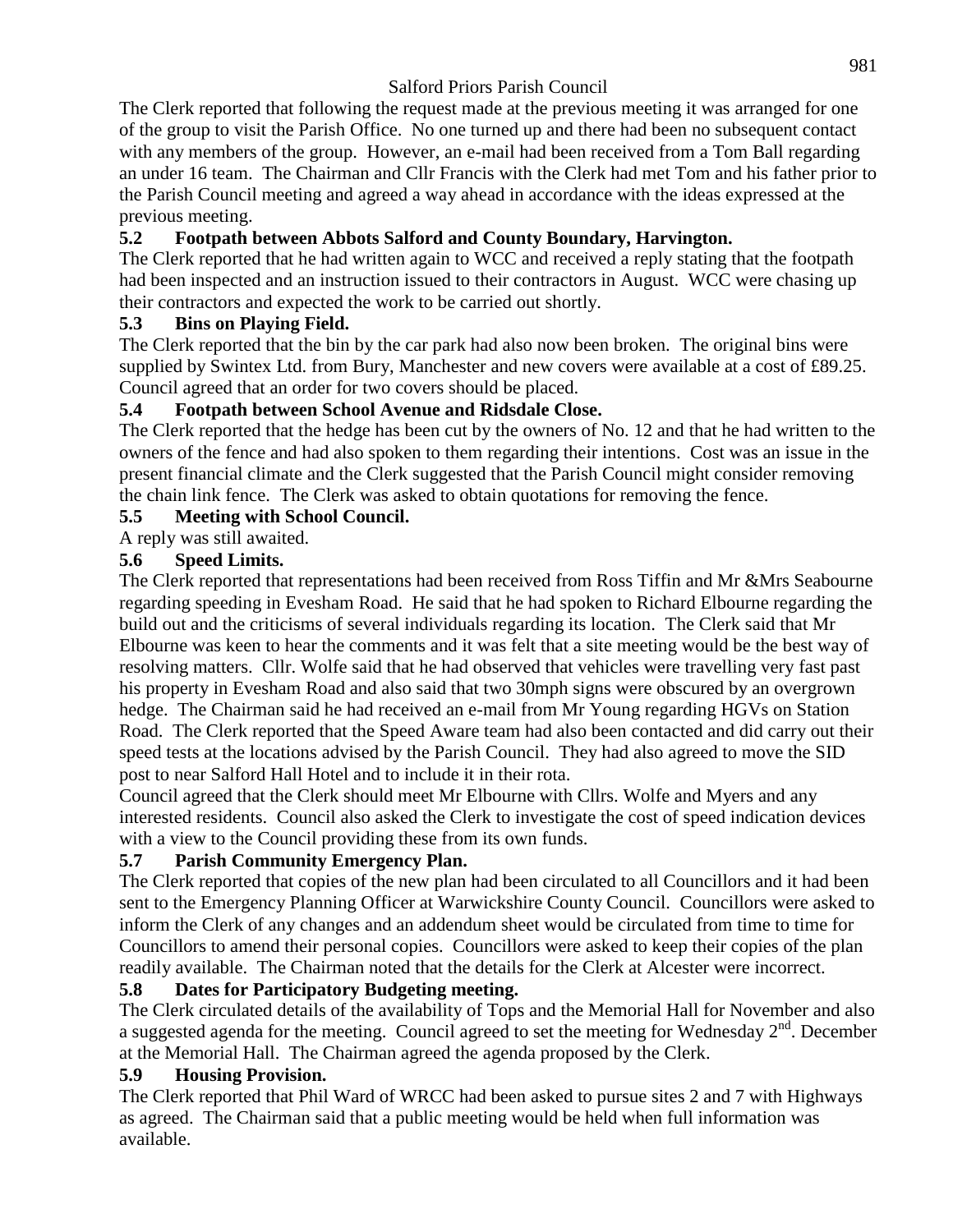The Clerk reported that following the request made at the previous meeting it was arranged for one of the group to visit the Parish Office. No one turned up and there had been no subsequent contact with any members of the group. However, an e-mail had been received from a Tom Ball regarding an under 16 team. The Chairman and Cllr Francis with the Clerk had met Tom and his father prior to the Parish Council meeting and agreed a way ahead in accordance with the ideas expressed at the previous meeting.

**5.2 Footpath between Abbots Salford and County Boundary, Harvington.**

The Clerk reported that he had written again to WCC and received a reply stating that the footpath had been inspected and an instruction issued to their contractors in August. WCC were chasing up their contractors and expected the work to be carried out shortly.

**5.3 Bins on Playing Field.**

The Clerk reported that the bin by the car park had also now been broken. The original bins were supplied by Swintex Ltd. from Bury, Manchester and new covers were available at a cost of £89.25. Council agreed that an order for two covers should be placed.

**5.4 Footpath between School Avenue and Ridsdale Close.**

The Clerk reported that the hedge has been cut by the owners of No. 12 and that he had written to the owners of the fence and had also spoken to them regarding their intentions. Cost was an issue in the present financial climate and the Clerk suggested that the Parish Council might consider removing the chain link fence. The Clerk was asked to obtain quotations for removing the fence.

**5.5 Meeting with School Council.**

A reply was still awaited.

**5.6 Speed Limits.**

The Clerk reported that representations had been received from Ross Tiffin and Mr &Mrs Seabourne regarding speeding in Evesham Road. He said that he had spoken to Richard Elbourne regarding the build out and the criticisms of several individuals regarding its location. The Clerk said that Mr Elbourne was keen to hear the comments and it was felt that a site meeting would be the best way of resolving matters. Cllr. Wolfe said that he had observed that vehicles were travelling very fast past his property in Evesham Road and also said that two 30mph signs were obscured by an overgrown hedge. The Chairman said he had received an e-mail from Mr Young regarding HGVs on Station Road. The Clerk reported that the Speed Aware team had also been contacted and did carry out their speed tests at the locations advised by the Parish Council. They had also agreed to move the SID post to near Salford Hall Hotel and to include it in their rota.

Council agreed that the Clerk should meet Mr Elbourne with Cllrs. Wolfe and Myers and any interested residents. Council also asked the Clerk to investigate the cost of speed indication devices with a view to the Council providing these from its own funds.

**5.7 Parish Community Emergency Plan.**

The Clerk reported that copies of the new plan had been circulated to all Councillors and it had been sent to the Emergency Planning Officer at Warwickshire County Council. Councillors were asked to inform the Clerk of any changes and an addendum sheet would be circulated from time to time for Councillors to amend their personal copies. Councillors were asked to keep their copies of the plan readily available. The Chairman noted that the details for the Clerk at Alcester were incorrect.

**5.8 Dates for Participatory Budgeting meeting.**

The Clerk circulated details of the availability of Tops and the Memorial Hall for November and also a suggested agenda for the meeting. Council agreed to set the meeting for Wednesday 2nd. December at the Memorial Hall. The Chairman agreed the agenda proposed by the Clerk.

**5.9 Housing Provision.**

The Clerk reported that Phil Ward of WRCC had been asked to pursue sites 2 and 7 with Highways as agreed. The Chairman said that a public meeting would be held when full information was available.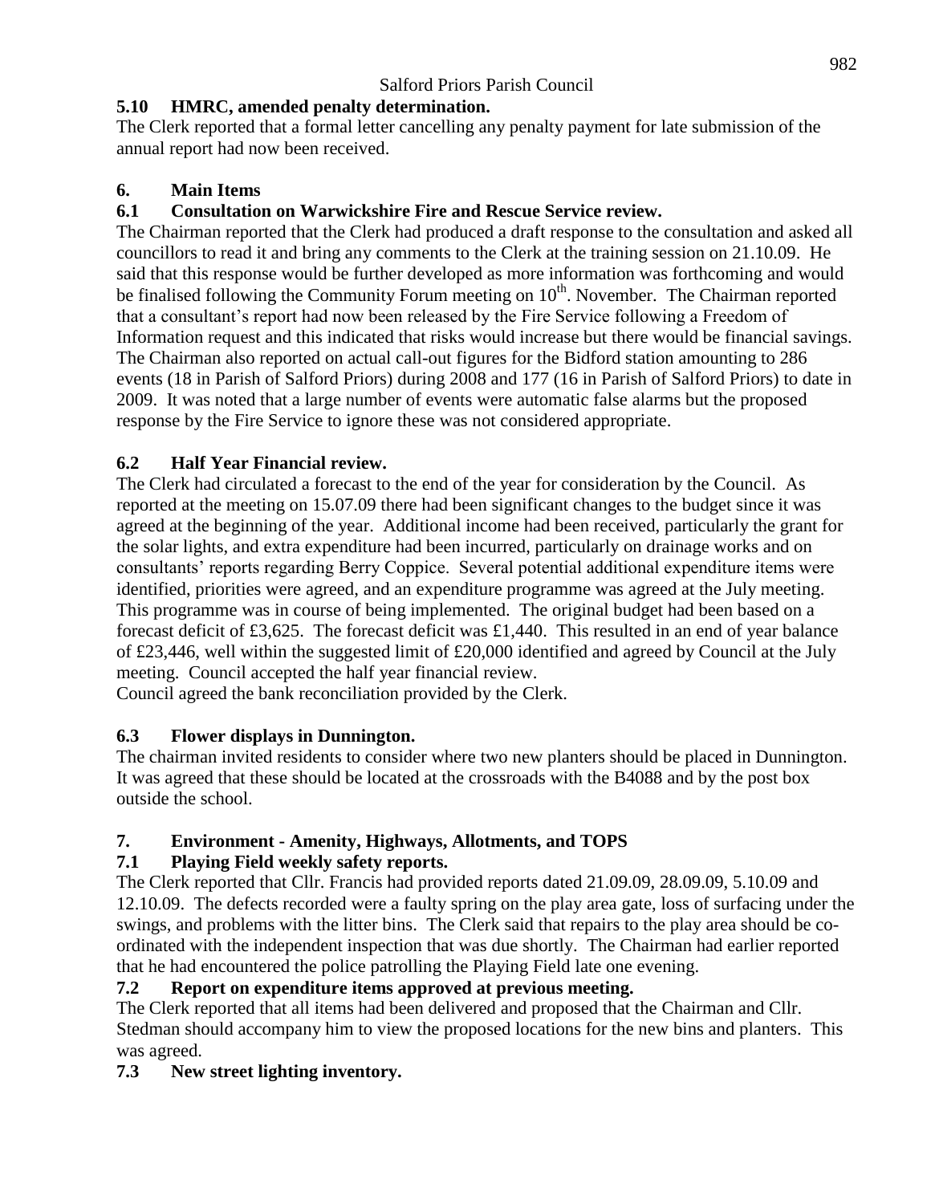### 5.10 HMRC, amended penalty determination.

The Clerk reported that a formal letter cancelling any penalty payment for late submission of the annual report had now been received.

## 6. Main Items

### 6.1 Consultation on Warwickshire Fire and Rescue Service review.

The Chairman reported that the Clerk had produced a draft response to the consultation and asked all councillors to read it and bring any comments to the Clerk at the training session on 21.10.09. He said that this response would be further developed as more information was forthcoming and would be finalised following the Community Forum meeting on 10th. November. The Chairman reported that a consultant's report had now been released by the Fire Service following a Freedom of Information request and this indicated that risks would increase but there would be financial savings. The Chairman also reported on actual call-out figures for the Bidford station amounting to 286 events (18 in Parish of Salford Priors) during 2008 and 177 (16 in Parish of Salford Priors) to date in 2009. It was noted that a large number of events were automatic false alarms but the proposed response by the Fire Service to ignore these was not considered appropriate.

### 6.2 Half Year Financial review.

The Clerk had circulated a forecast to the end of the year for consideration by the Council. As reported at the meeting on 15.07.09 there had been significant changes to the budget since it was agreed at the beginning of the year. Additional income had been received, particularly the grant for the solar lights, and extra expenditure had been incurred, particularly on drainage works and on consultants' reports regarding Berry Coppice. Several potential additional expenditure items were identified, priorities were agreed, and an expenditure programme was agreed at the July meeting. This programme was in course of being implemented. The original budget had been based on a forecast deficit of £3,625. The forecast deficit was £1,440. This resulted in an end of year balance of £23,446, well within the suggested limit of £20,000 identified and agreed by Council at the July meeting. Council accepted the half year financial review.

Council agreed the bank reconciliation provided by the Clerk.

### 6.3 Flower displays in Dunnington.

The chairman invited residents to consider where two new planters should be placed in Dunnington. It was agreed that these should be located at the crossroads with the B4088 and by the post box outside the school.

## 7. Environment - Amenity, Highways, Allotments, and TOPS

### 7.1 Playing Field weekly safety reports.

The Clerk reported that Cllr. Francis had provided reports dated 21.09.09, 28.09.09, 5.10.09 and 12.10.09. The defects recorded were a faulty spring on the play area gate, loss of surfacing under the swings, and problems with the litter bins. The Clerk said that repairs to the play area should be co-ordinated with the independent inspection that was due shortly. The Chairman had earlier reported that he had encountered the police patrolling the Playing Field late one evening.

### 7.2 Report on expenditure items approved at previous meeting.

The Clerk reported that all items had been delivered and proposed that the Chairman and Cllr. Stedman should accompany him to view the proposed locations for the new bins and planters. This was agreed.

### 7.3 New street lighting inventory.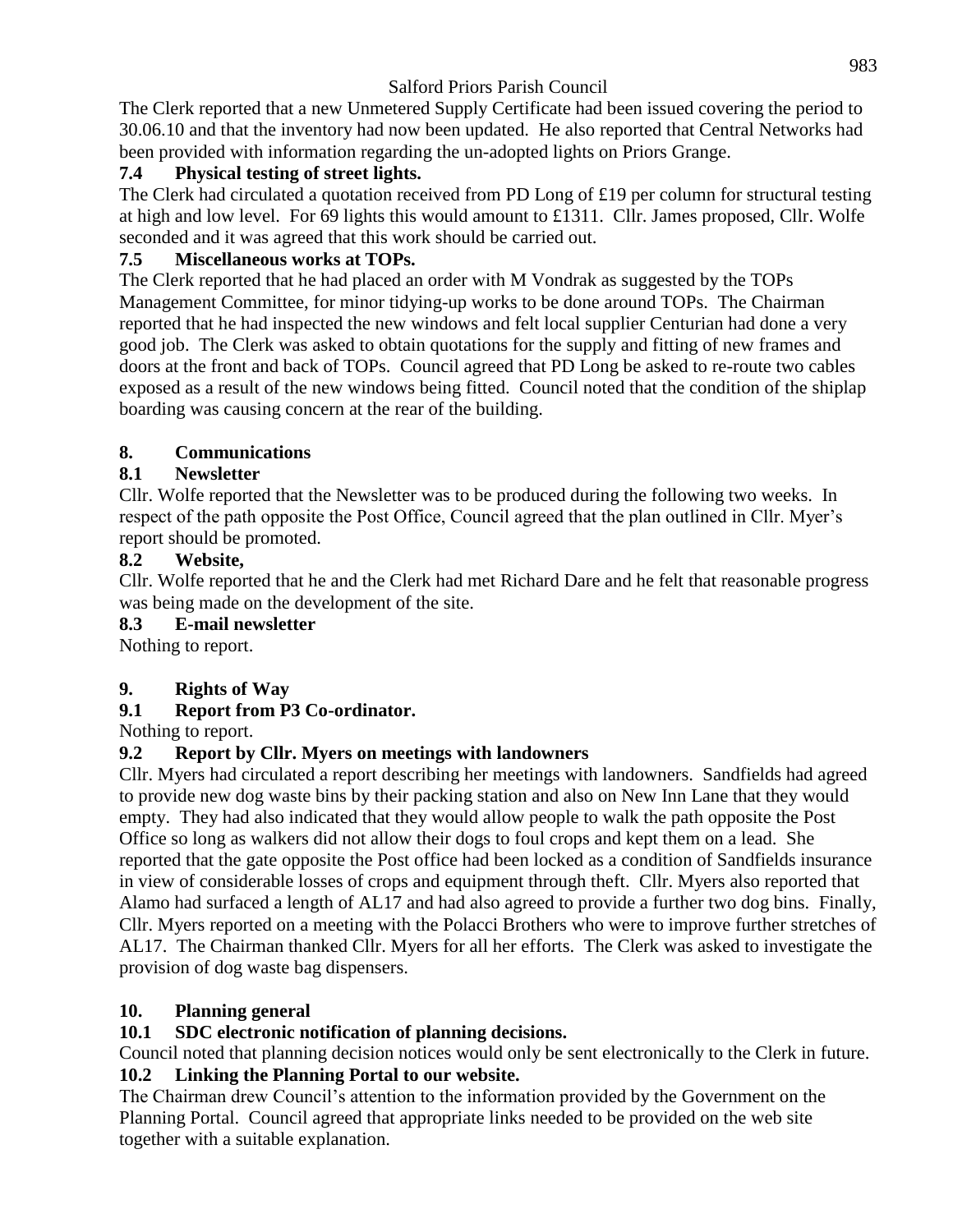The Clerk reported that a new Unmetered Supply Certificate had been issued covering the period to 30.06.10 and that the inventory had now been updated. He also reported that Central Networks had been provided with information regarding the un-adopted lights on Priors Grange.

### 7.4 Physical testing of street lights.

The Clerk had circulated a quotation received from PD Long of £19 per column for structural testing at high and low level. For 69 lights this would amount to £1311. Cllr. James proposed, Cllr. Wolfe seconded and it was agreed that this work should be carried out.

### 7.5 Miscellaneous works at TOPs.

The Clerk reported that he had placed an order with M Vondrak as suggested by the TOPs Management Committee, for minor tidying-up works to be done around TOPs. The Chairman reported that he had inspected the new windows and felt local supplier Centurian had done a very good job. The Clerk was asked to obtain quotations for the supply and fitting of new frames and doors at the front and back of TOPs. Council agreed that PD Long be asked to re-route two cables exposed as a result of the new windows being fitted. Council noted that the condition of the shiplap boarding was causing concern at the rear of the building.

## 8. Communications

### 8.1 Newsletter

Cllr. Wolfe reported that the Newsletter was to be produced during the following two weeks. In respect of the path opposite the Post Office, Council agreed that the plan outlined in Cllr. Myer's report should be promoted.

### 8.2 Website,

Cllr. Wolfe reported that he and the Clerk had met Richard Dare and he felt that reasonable progress was being made on the development of the site.

### 8.3 E-mail newsletter

Nothing to report.

## 9. Rights of Way

### 9.1 Report from P3 Co-ordinator.

Nothing to report.

### 9.2 Report by Cllr. Myers on meetings with landowners

Cllr. Myers had circulated a report describing her meetings with landowners. Sandfields had agreed to provide new dog waste bins by their packing station and also on New Inn Lane that they would empty. They had also indicated that they would allow people to walk the path opposite the Post Office so long as walkers did not allow their dogs to foul crops and kept them on a lead. She reported that the gate opposite the Post office had been locked as a condition of Sandfields insurance in view of considerable losses of crops and equipment through theft. Cllr. Myers also reported that Alamo had surfaced a length of AL17 and had also agreed to provide a further two dog bins. Finally, Cllr. Myers reported on a meeting with the Polacci Brothers who were to improve further stretches of AL17. The Chairman thanked Cllr. Myers for all her efforts. The Clerk was asked to investigate the provision of dog waste bag dispensers.

## 10. Planning general

### 10.1 SDC electronic notification of planning decisions.

Council noted that planning decision notices would only be sent electronically to the Clerk in future.

### 10.2 Linking the Planning Portal to our website.

The Chairman drew Council's attention to the information provided by the Government on the Planning Portal. Council agreed that appropriate links needed to be provided on the web site together with a suitable explanation.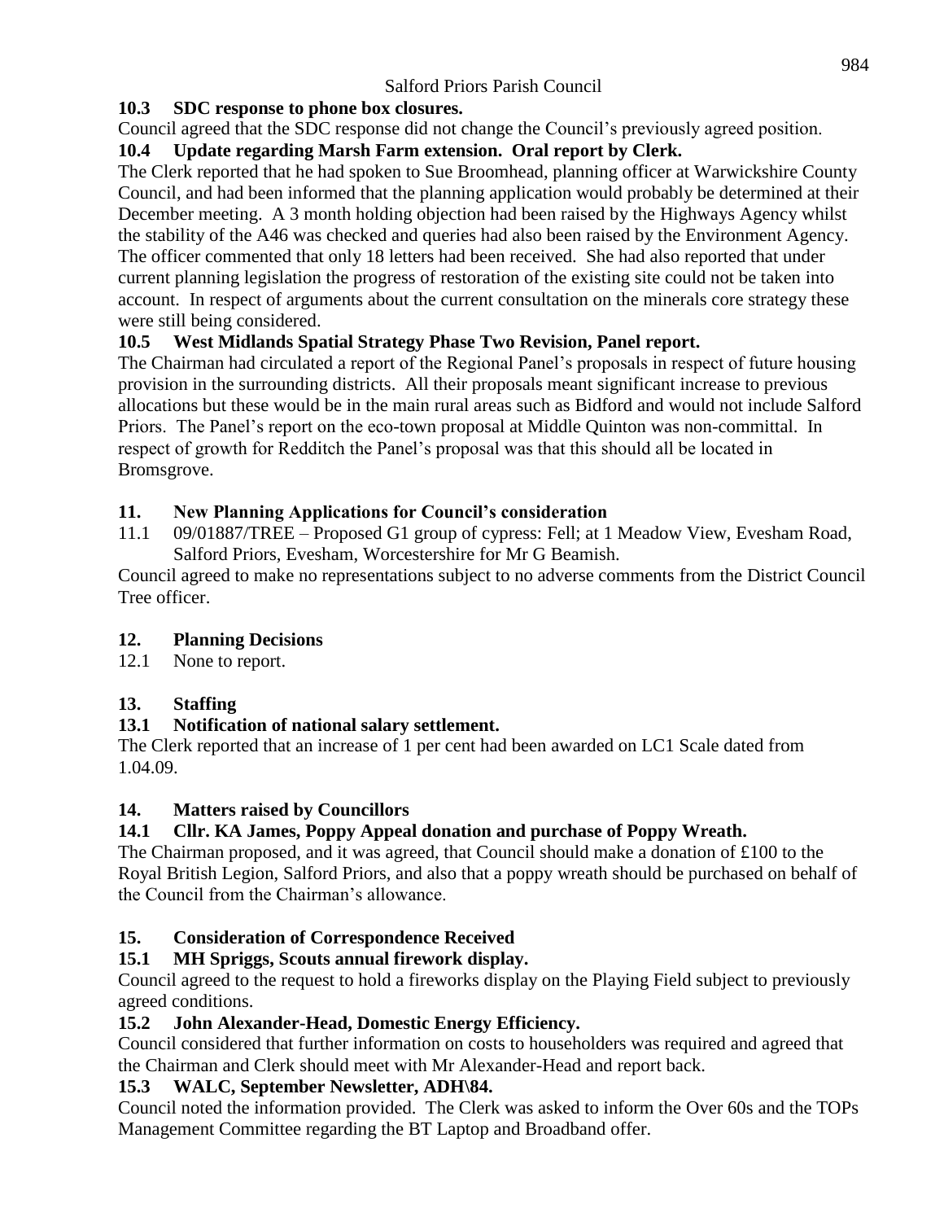**10.3 SDC response to phone box closures.**

Council agreed that the SDC response did not change the Council's previously agreed position.

**10.4 Update regarding Marsh Farm extension. Oral report by Clerk.**

The Clerk reported that he had spoken to Sue Broomhead, planning officer at Warwickshire County Council, and had been informed that the planning application would probably be determined at their December meeting. A 3 month holding objection had been raised by the Highways Agency whilst the stability of the A46 was checked and queries had also been raised by the Environment Agency. The officer commented that only 18 letters had been received. She had also reported that under current planning legislation the progress of restoration of the existing site could not be taken into account. In respect of arguments about the current consultation on the minerals core strategy these were still being considered.

**10.5 West Midlands Spatial Strategy Phase Two Revision, Panel report.**

The Chairman had circulated a report of the Regional Panel's proposals in respect of future housing provision in the surrounding districts. All their proposals meant significant increase to previous allocations but these would be in the main rural areas such as Bidford and would not include Salford Priors. The Panel's report on the eco-town proposal at Middle Quinton was non-committal. In respect of growth for Redditch the Panel's proposal was that this should all be located in Bromsgrove.

## 11. New Planning Applications for Council's consideration

11.1 09/01887/TREE – Proposed G1 group of cypress: Fell; at 1 Meadow View, Evesham Road, Salford Priors, Evesham, Worcestershire for Mr G Beamish.

Council agreed to make no representations subject to no adverse comments from the District Council Tree officer.

## 12. Planning Decisions

12.1 None to report.

## 13. Staffing

**13.1 Notification of national salary settlement.**

The Clerk reported that an increase of 1 per cent had been awarded on LC1 Scale dated from 1.04.09.

## 14. Matters raised by Councillors

**14.1 Cllr. KA James, Poppy Appeal donation and purchase of Poppy Wreath.**

The Chairman proposed, and it was agreed, that Council should make a donation of £100 to the Royal British Legion, Salford Priors, and also that a poppy wreath should be purchased on behalf of the Council from the Chairman's allowance.

## 15. Consideration of Correspondence Received

**15.1 MH Spriggs, Scouts annual firework display.**

Council agreed to the request to hold a fireworks display on the Playing Field subject to previously agreed conditions.

**15.2 John Alexander-Head, Domestic Energy Efficiency.**

Council considered that further information on costs to householders was required and agreed that the Chairman and Clerk should meet with Mr Alexander-Head and report back.

**15.3 WALC, September Newsletter, ADH\84.**

Council noted the information provided. The Clerk was asked to inform the Over 60s and the TOPs Management Committee regarding the BT Laptop and Broadband offer.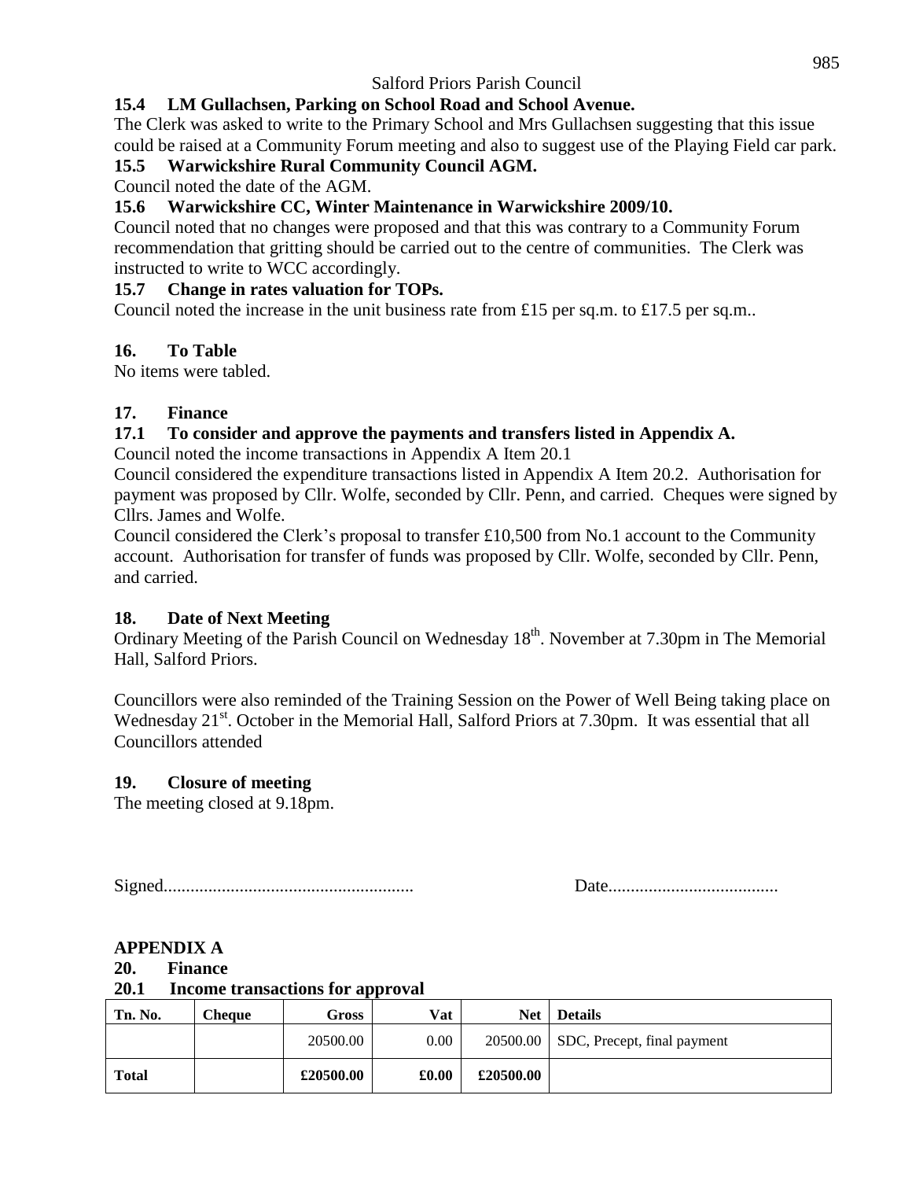### 15.4 LM Gullachsen, Parking on School Road and School Avenue.

The Clerk was asked to write to the Primary School and Mrs Gullachsen suggesting that this issue could be raised at a Community Forum meeting and also to suggest use of the Playing Field car park.

### 15.5 Warwickshire Rural Community Council AGM.

Council noted the date of the AGM.

### 15.6 Warwickshire CC, Winter Maintenance in Warwickshire 2009/10.

Council noted that no changes were proposed and that this was contrary to a Community Forum recommendation that gritting should be carried out to the centre of communities. The Clerk was instructed to write to WCC accordingly.

### 15.7 Change in rates valuation for TOPs.

Council noted the increase in the unit business rate from £15 per sq.m. to £17.5 per sq.m..

## 16. To Table

No items were tabled.

## 17. Finance

### 17.1 To consider and approve the payments and transfers listed in Appendix A.

Council noted the income transactions in Appendix A Item 20.1

Council considered the expenditure transactions listed in Appendix A Item 20.2. Authorisation for payment was proposed by Cllr. Wolfe, seconded by Cllr. Penn, and carried. Cheques were signed by Cllrs. James and Wolfe.

Council considered the Clerk's proposal to transfer £10,500 from No.1 account to the Community account. Authorisation for transfer of funds was proposed by Cllr. Wolfe, seconded by Cllr. Penn, and carried.

## 18. Date of Next Meeting

Ordinary Meeting of the Parish Council on Wednesday 18th. November at 7.30pm in The Memorial Hall, Salford Priors.

Councillors were also reminded of the Training Session on the Power of Well Being taking place on Wednesday 21st. October in the Memorial Hall, Salford Priors at 7.30pm. It was essential that all Councillors attended

## 19. Closure of meeting

The meeting closed at 9.18pm.

Signed....................................................... Date......................................

## APPENDIX A

## 20. Finance

### 20.1 Income transactions for approval

| Tn. No. | Cheque | Gross | Vat | Net | Details |
|---|---|---|---|---|---|
| | | 20500.00 | 0.00 | 20500.00 | SDC, Precept, final payment |
| **Total** | | **£20500.00** | **£0.00** | **£20500.00** | |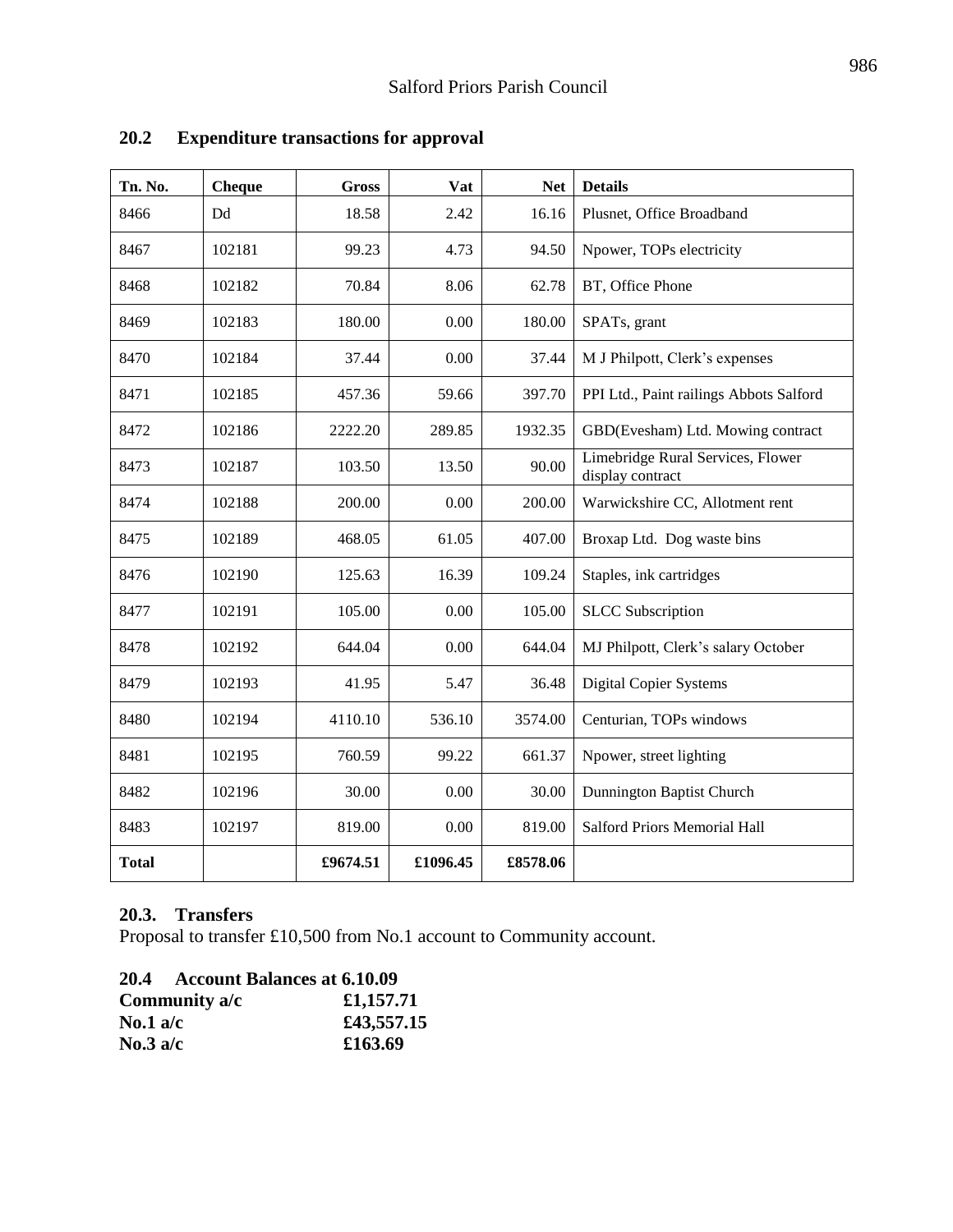Salford Priors Parish Council

## 20.2 Expenditure transactions for approval

| Tn. No. | Cheque | Gross | Vat | Net | Details |
|---|---|---|---|---|---|
| 8466 | Dd | 18.58 | 2.42 | 16.16 | Plusnet, Office Broadband |
| 8467 | 102181 | 99.23 | 4.73 | 94.50 | Npower, TOPs electricity |
| 8468 | 102182 | 70.84 | 8.06 | 62.78 | BT, Office Phone |
| 8469 | 102183 | 180.00 | 0.00 | 180.00 | SPATs, grant |
| 8470 | 102184 | 37.44 | 0.00 | 37.44 | M J Philpott, Clerk's expenses |
| 8471 | 102185 | 457.36 | 59.66 | 397.70 | PPI Ltd., Paint railings Abbots Salford |
| 8472 | 102186 | 2222.20 | 289.85 | 1932.35 | GBD(Evesham) Ltd. Mowing contract |
| 8473 | 102187 | 103.50 | 13.50 | 90.00 | Limebridge Rural Services, Flower display contract |
| 8474 | 102188 | 200.00 | 0.00 | 200.00 | Warwickshire CC, Allotment rent |
| 8475 | 102189 | 468.05 | 61.05 | 407.00 | Broxap Ltd. Dog waste bins |
| 8476 | 102190 | 125.63 | 16.39 | 109.24 | Staples, ink cartridges |
| 8477 | 102191 | 105.00 | 0.00 | 105.00 | SLCC Subscription |
| 8478 | 102192 | 644.04 | 0.00 | 644.04 | MJ Philpott, Clerk's salary October |
| 8479 | 102193 | 41.95 | 5.47 | 36.48 | Digital Copier Systems |
| 8480 | 102194 | 4110.10 | 536.10 | 3574.00 | Centurian, TOPs windows |
| 8481 | 102195 | 760.59 | 99.22 | 661.37 | Npower, street lighting |
| 8482 | 102196 | 30.00 | 0.00 | 30.00 | Dunnington Baptist Church |
| 8483 | 102197 | 819.00 | 0.00 | 819.00 | Salford Priors Memorial Hall |
| **Total** | | **£9674.51** | **£1096.45** | **£8578.06** | |

## 20.3. Transfers

Proposal to transfer £10,500 from No.1 account to Community account.

## 20.4 Account Balances at 6.10.09

**Community a/c** **£1,157.71**
**No.1 a/c** **£43,557.15**
**No.3 a/c** **£163.69**